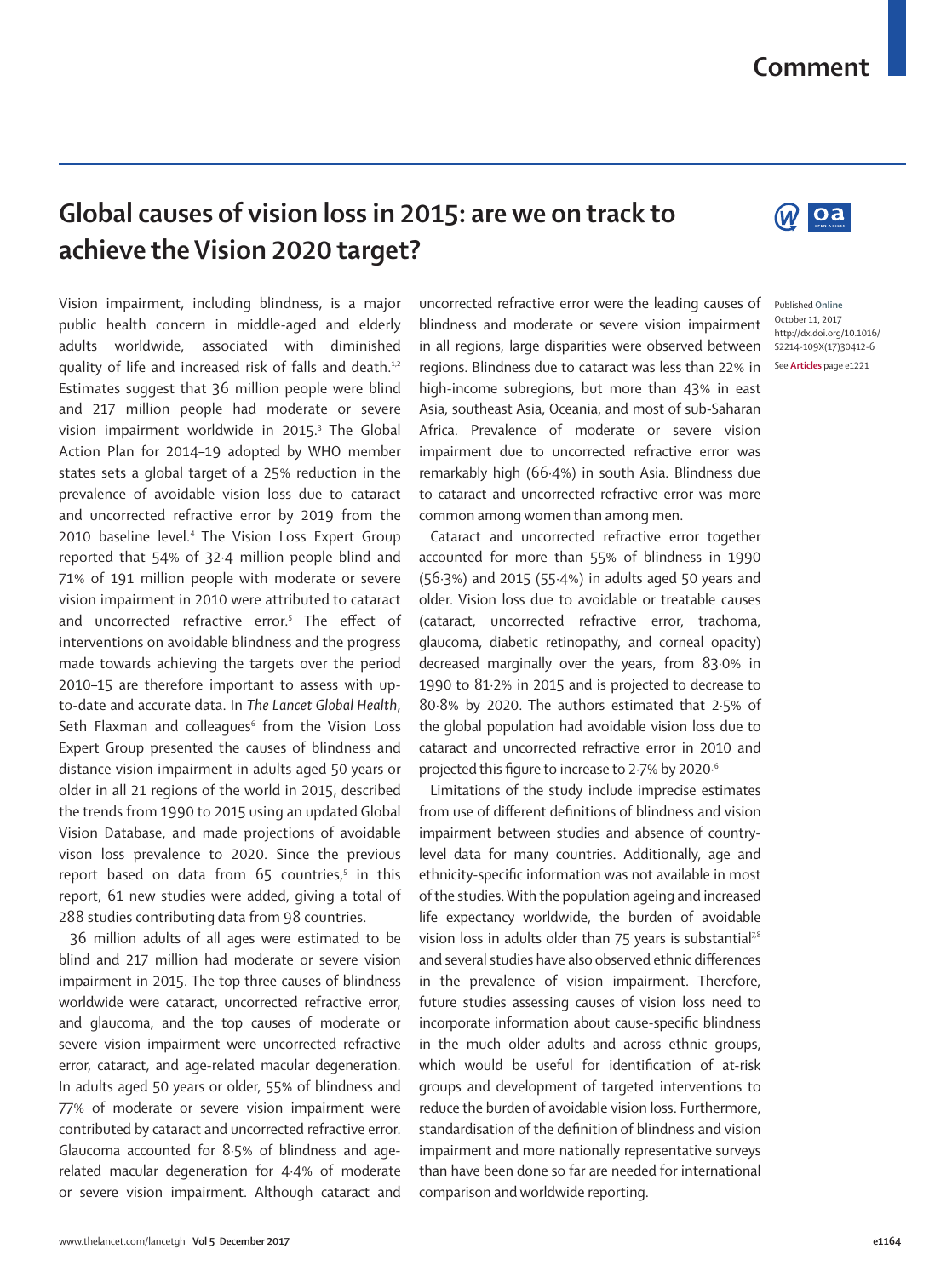# Global causes of vision loss in 2015: are we on track to achieve the Vision 2020 target?

Vision impairment, including blindness, is a major public health concern in middle-aged and elderly adults worldwide, associated with diminished quality of life and increased risk of falls and death.[1,2] Estimates suggest that 36 million people were blind and 217 million people had moderate or severe vision impairment worldwide in 2015.[3] The Global Action Plan for 2014–19 adopted by WHO member states sets a global target of a 25% reduction in the prevalence of avoidable vision loss due to cataract and uncorrected refractive error by 2019 from the 2010 baseline level.[4] The Vision Loss Expert Group reported that 54% of 32·4 million people blind and 71% of 191 million people with moderate or severe vision impairment in 2010 were attributed to cataract and uncorrected refractive error.[5] The effect of interventions on avoidable blindness and the progress made towards achieving the targets over the period 2010–15 are therefore important to assess with up-to-date and accurate data. In *The Lancet Global Health*, Seth Flaxman and colleagues[6] from the Vision Loss Expert Group presented the causes of blindness and distance vision impairment in adults aged 50 years or older in all 21 regions of the world in 2015, described the trends from 1990 to 2015 using an updated Global Vision Database, and made projections of avoidable vison loss prevalence to 2020. Since the previous report based on data from 65 countries,[5] in this report, 61 new studies were added, giving a total of 288 studies contributing data from 98 countries.

36 million adults of all ages were estimated to be blind and 217 million had moderate or severe vision impairment in 2015. The top three causes of blindness worldwide were cataract, uncorrected refractive error, and glaucoma, and the top causes of moderate or severe vision impairment were uncorrected refractive error, cataract, and age-related macular degeneration. In adults aged 50 years or older, 55% of blindness and 77% of moderate or severe vision impairment were contributed by cataract and uncorrected refractive error. Glaucoma accounted for 8·5% of blindness and age-related macular degeneration for 4·4% of moderate or severe vision impairment. Although cataract and uncorrected refractive error were the leading causes of blindness and moderate or severe vision impairment in all regions, large disparities were observed between regions. Blindness due to cataract was less than 22% in high-income subregions, but more than 43% in east Asia, southeast Asia, Oceania, and most of sub-Saharan Africa. Prevalence of moderate or severe vision impairment due to uncorrected refractive error was remarkably high (66·4%) in south Asia. Blindness due to cataract and uncorrected refractive error was more common among women than among men.

Cataract and uncorrected refractive error together accounted for more than 55% of blindness in 1990 (56·3%) and 2015 (55·4%) in adults aged 50 years and older. Vision loss due to avoidable or treatable causes (cataract, uncorrected refractive error, trachoma, glaucoma, diabetic retinopathy, and corneal opacity) decreased marginally over the years, from 83·0% in 1990 to 81·2% in 2015 and is projected to decrease to 80·8% by 2020. The authors estimated that 2·5% of the global population had avoidable vision loss due to cataract and uncorrected refractive error in 2010 and projected this figure to increase to 2·7% by 2020.[6]

Limitations of the study include imprecise estimates from use of different definitions of blindness and vision impairment between studies and absence of country-level data for many countries. Additionally, age and ethnicity-specific information was not available in most of the studies. With the population ageing and increased life expectancy worldwide, the burden of avoidable vision loss in adults older than 75 years is substantial[7,8] and several studies have also observed ethnic differences in the prevalence of vision impairment. Therefore, future studies assessing causes of vision loss need to incorporate information about cause-specific blindness in the much older adults and across ethnic groups, which would be useful for identification of at-risk groups and development of targeted interventions to reduce the burden of avoidable vision loss. Furthermore, standardisation of the definition of blindness and vision impairment and more nationally representative surveys than have been done so far are needed for international comparison and worldwide reporting.

Published **Online** October 11, 2017 http://dx.doi.org/10.1016/S2214-109X(17)30412-6

See **Articles** page e1221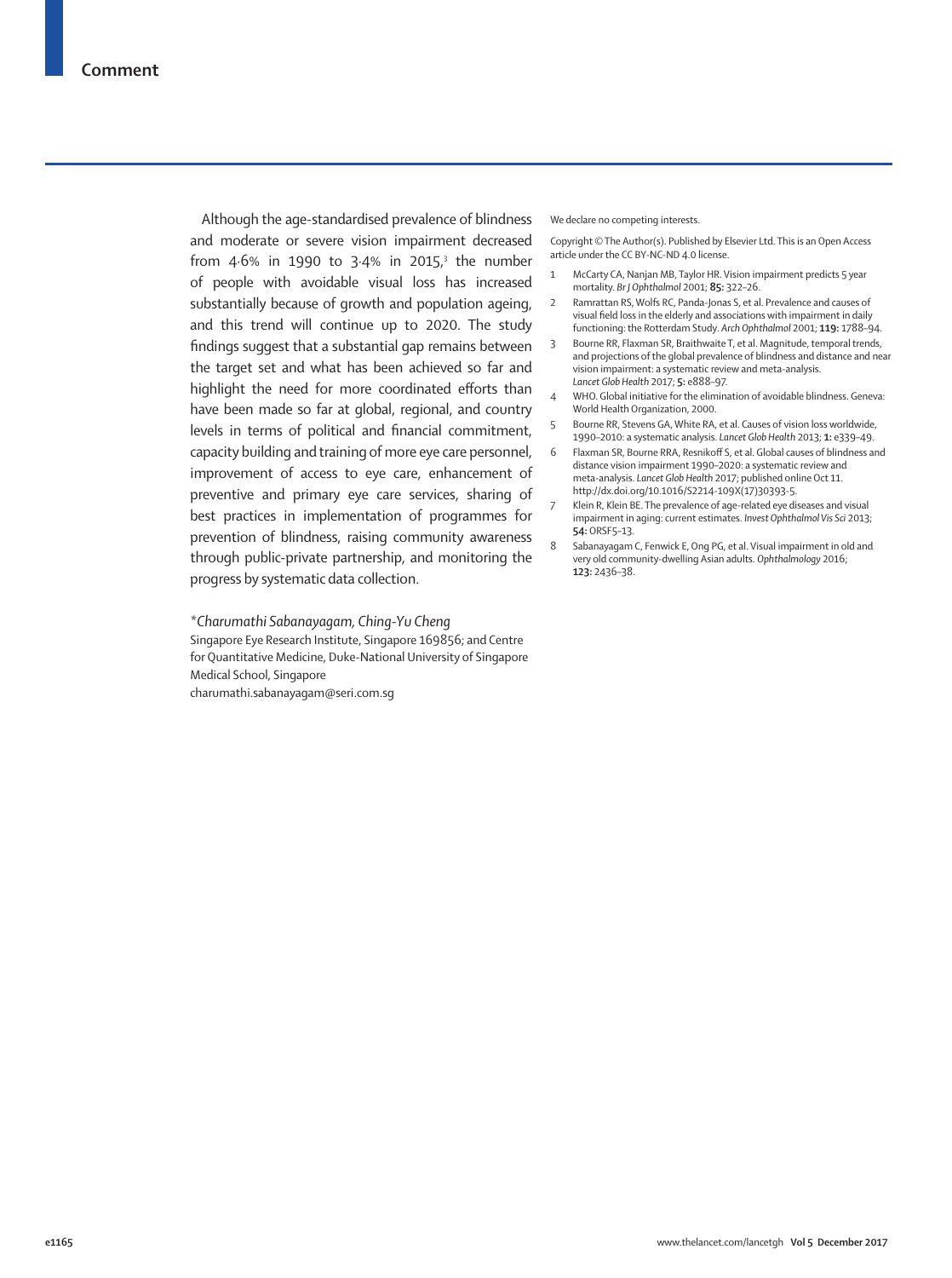Although the age-standardised prevalence of blindness and moderate or severe vision impairment decreased from 4·6% in 1990 to 3·4% in 2015,[3] the number of people with avoidable visual loss has increased substantially because of growth and population ageing, and this trend will continue up to 2020. The study findings suggest that a substantial gap remains between the target set and what has been achieved so far and highlight the need for more coordinated efforts than have been made so far at global, regional, and country levels in terms of political and financial commitment, capacity building and training of more eye care personnel, improvement of access to eye care, enhancement of preventive and primary eye care services, sharing of best practices in implementation of programmes for prevention of blindness, raising community awareness through public-private partnership, and monitoring the progress by systematic data collection.

*\*Charumathi Sabanayagam, Ching-Yu Cheng*

Singapore Eye Research Institute, Singapore 169856; and Centre for Quantitative Medicine, Duke-National University of Singapore Medical School, Singapore

charumathi.sabanayagam@seri.com.sg

We declare no competing interests.

Copyright © The Author(s). Published by Elsevier Ltd. This is an Open Access article under the CC BY-NC-ND 4.0 license.

1. McCarty CA, Nanjan MB, Taylor HR. Vision impairment predicts 5 year mortality. *Br J Ophthalmol* 2001; **85:** 322–26.
2. Ramrattan RS, Wolfs RC, Panda-Jonas S, et al. Prevalence and causes of visual field loss in the elderly and associations with impairment in daily functioning: the Rotterdam Study. *Arch Ophthalmol* 2001; **119:** 1788–94.
3. Bourne RR, Flaxman SR, Braithwaite T, et al. Magnitude, temporal trends, and projections of the global prevalence of blindness and distance and near vision impairment: a systematic review and meta-analysis. *Lancet Glob Health* 2017; **5:** e888–97.
4. WHO. Global initiative for the elimination of avoidable blindness. Geneva: World Health Organization, 2000.
5. Bourne RR, Stevens GA, White RA, et al. Causes of vision loss worldwide, 1990–2010: a systematic analysis. *Lancet Glob Health* 2013; **1:** e339–49.
6. Flaxman SR, Bourne RRA, Resnikoff S, et al. Global causes of blindness and distance vision impairment 1990–2020: a systematic review and meta-analysis. *Lancet Glob Health* 2017; published online Oct 11. http://dx.doi.org/10.1016/S2214-109X(17)30393-5.
7. Klein R, Klein BE. The prevalence of age-related eye diseases and visual impairment in aging: current estimates. *Invest Ophthalmol Vis Sci* 2013; **54:** ORSF5–13.
8. Sabanayagam C, Fenwick E, Ong PG, et al. Visual impairment in old and very old community-dwelling Asian adults. *Ophthalmology* 2016; **123:** 2436–38.